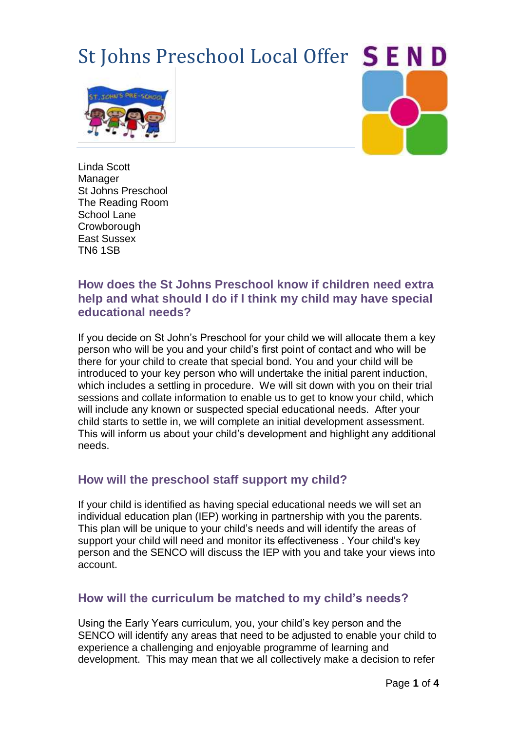# St Johns Preschool Local Offer

Linda Scott
Manager
St Johns Preschool
The Reading Room
School Lane
Crowborough
East Sussex
TN6 1SB

## How does the St Johns Preschool know if children need extra help and what should I do if I think my child may have special educational needs?

If you decide on St John's Preschool for your child we will allocate them a key person who will be you and your child's first point of contact and who will be there for your child to create that special bond. You and your child will be introduced to your key person who will undertake the initial parent induction, which includes a settling in procedure. We will sit down with you on their trial sessions and collate information to enable us to get to know your child, which will include any known or suspected special educational needs. After your child starts to settle in, we will complete an initial development assessment. This will inform us about your child's development and highlight any additional needs.

### How will the preschool staff support my child?

If your child is identified as having special educational needs we will set an individual education plan (IEP) working in partnership with you the parents. This plan will be unique to your child's needs and will identify the areas of support your child will need and monitor its effectiveness . Your child's key person and the SENCO will discuss the IEP with you and take your views into account.

### How will the curriculum be matched to my child's needs?

Using the Early Years curriculum, you, your child's key person and the SENCO will identify any areas that need to be adjusted to enable your child to experience a challenging and enjoyable programme of learning and development. This may mean that we all collectively make a decision to refer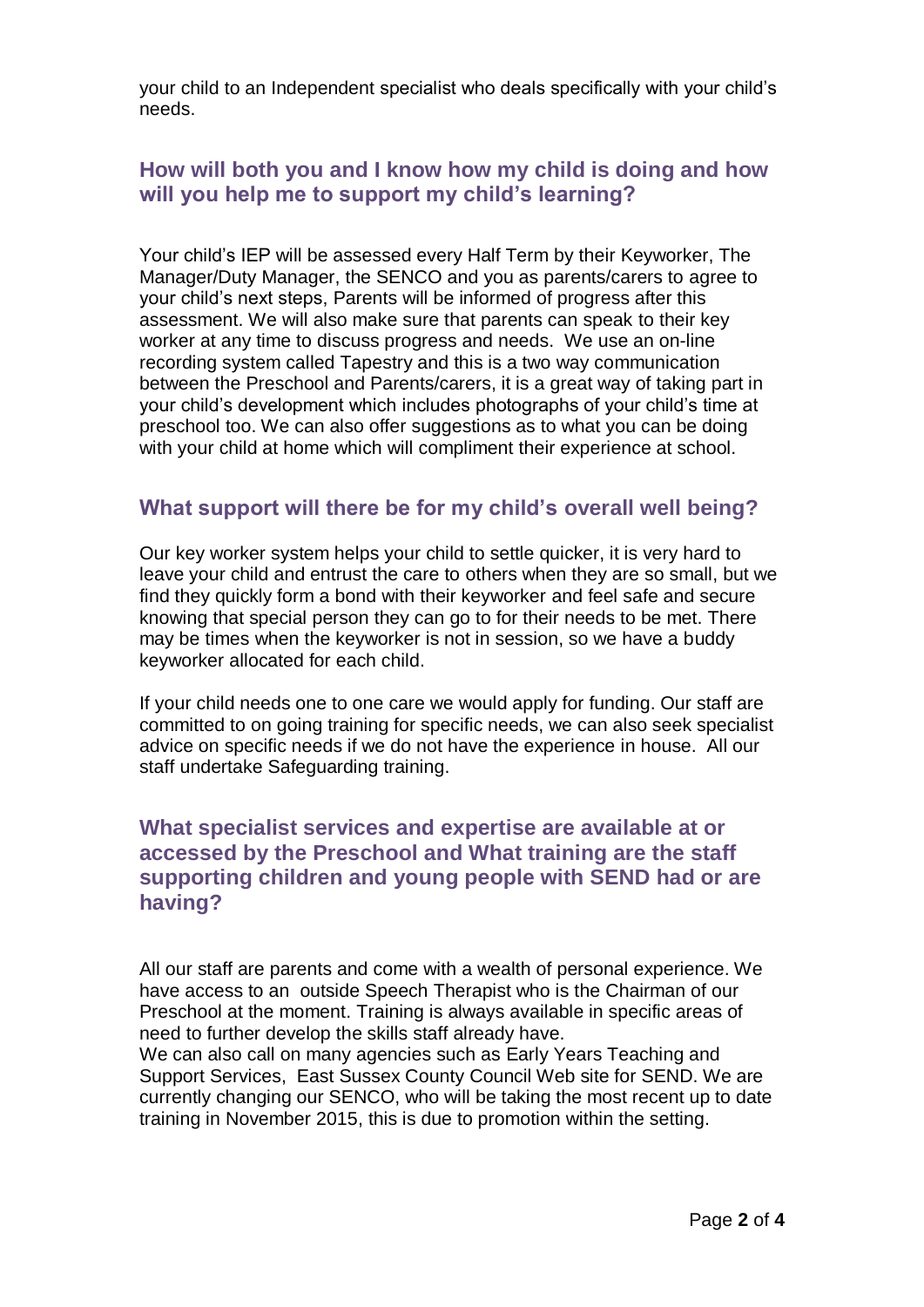your child to an Independent specialist who deals specifically with your child's needs.

## How will both you and I know how my child is doing and how will you help me to support my child's learning?

Your child's IEP will be assessed every Half Term by their Keyworker, The Manager/Duty Manager, the SENCO and you as parents/carers to agree to your child's next steps, Parents will be informed of progress after this assessment. We will also make sure that parents can speak to their key worker at any time to discuss progress and needs. We use an on-line recording system called Tapestry and this is a two way communication between the Preschool and Parents/carers, it is a great way of taking part in your child's development which includes photographs of your child's time at preschool too. We can also offer suggestions as to what you can be doing with your child at home which will compliment their experience at school.

## What support will there be for my child's overall well being?

Our key worker system helps your child to settle quicker, it is very hard to leave your child and entrust the care to others when they are so small, but we find they quickly form a bond with their keyworker and feel safe and secure knowing that special person they can go to for their needs to be met. There may be times when the keyworker is not in session, so we have a buddy keyworker allocated for each child.

If your child needs one to one care we would apply for funding. Our staff are committed to on going training for specific needs, we can also seek specialist advice on specific needs if we do not have the experience in house. All our staff undertake Safeguarding training.

## What specialist services and expertise are available at or accessed by the Preschool and What training are the staff supporting children and young people with SEND had or are having?

All our staff are parents and come with a wealth of personal experience. We have access to an outside Speech Therapist who is the Chairman of our Preschool at the moment. Training is always available in specific areas of need to further develop the skills staff already have.
We can also call on many agencies such as Early Years Teaching and Support Services, East Sussex County Council Web site for SEND. We are currently changing our SENCO, who will be taking the most recent up to date training in November 2015, this is due to promotion within the setting.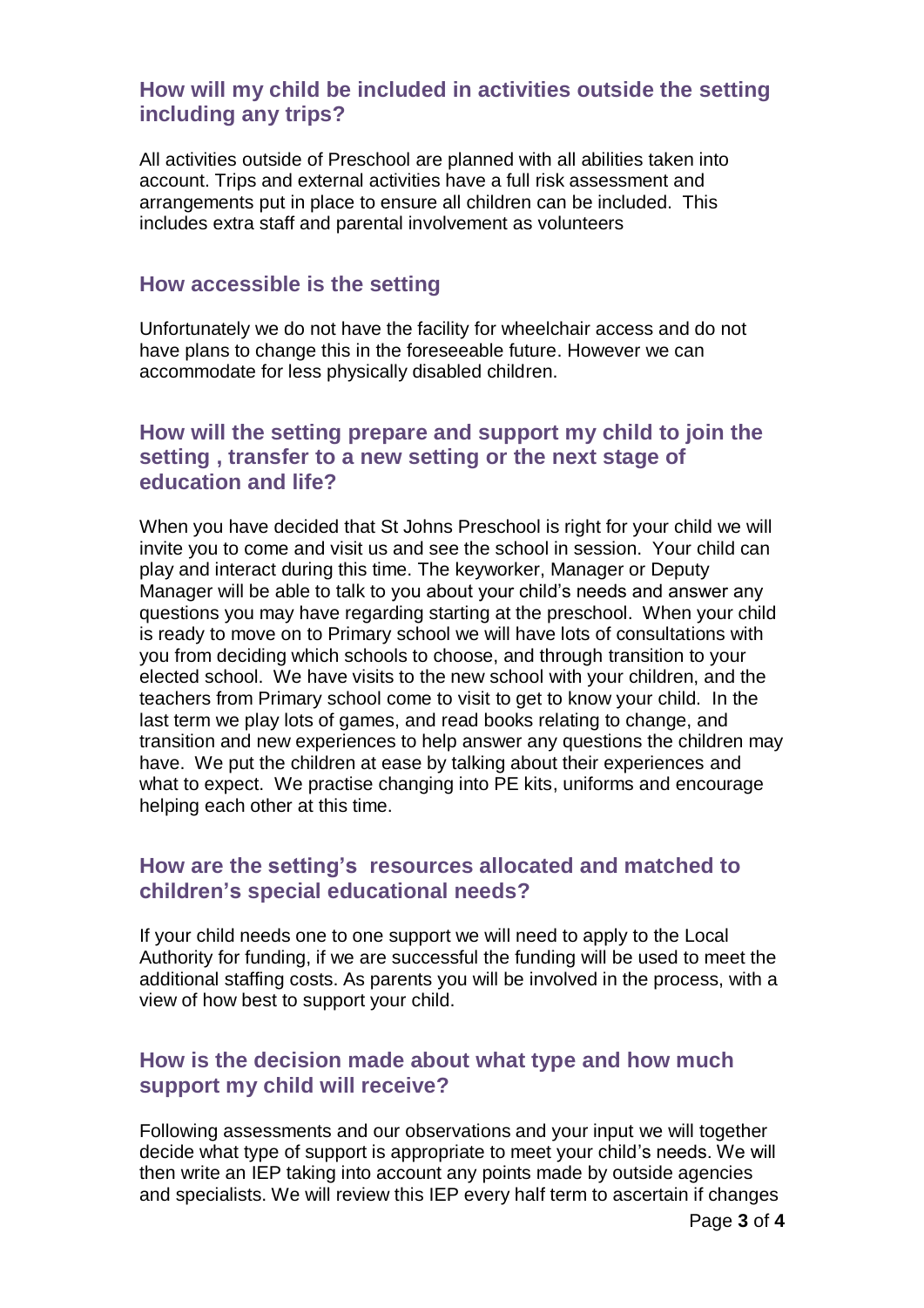## How will my child be included in activities outside the setting including any trips?

All activities outside of Preschool are planned with all abilities taken into account. Trips and external activities have a full risk assessment and arrangements put in place to ensure all children can be included. This includes extra staff and parental involvement as volunteers

## How accessible is the setting

Unfortunately we do not have the facility for wheelchair access and do not have plans to change this in the foreseeable future. However we can accommodate for less physically disabled children.

## How will the setting prepare and support my child to join the setting , transfer to a new setting or the next stage of education and life?

When you have decided that St Johns Preschool is right for your child we will invite you to come and visit us and see the school in session. Your child can play and interact during this time. The keyworker, Manager or Deputy Manager will be able to talk to you about your child's needs and answer any questions you may have regarding starting at the preschool. When your child is ready to move on to Primary school we will have lots of consultations with you from deciding which schools to choose, and through transition to your elected school. We have visits to the new school with your children, and the teachers from Primary school come to visit to get to know your child. In the last term we play lots of games, and read books relating to change, and transition and new experiences to help answer any questions the children may have. We put the children at ease by talking about their experiences and what to expect. We practise changing into PE kits, uniforms and encourage helping each other at this time.

## How are the setting's resources allocated and matched to children's special educational needs?

If your child needs one to one support we will need to apply to the Local Authority for funding, if we are successful the funding will be used to meet the additional staffing costs. As parents you will be involved in the process, with a view of how best to support your child.

## How is the decision made about what type and how much support my child will receive?

Following assessments and our observations and your input we will together decide what type of support is appropriate to meet your child's needs. We will then write an IEP taking into account any points made by outside agencies and specialists. We will review this IEP every half term to ascertain if changes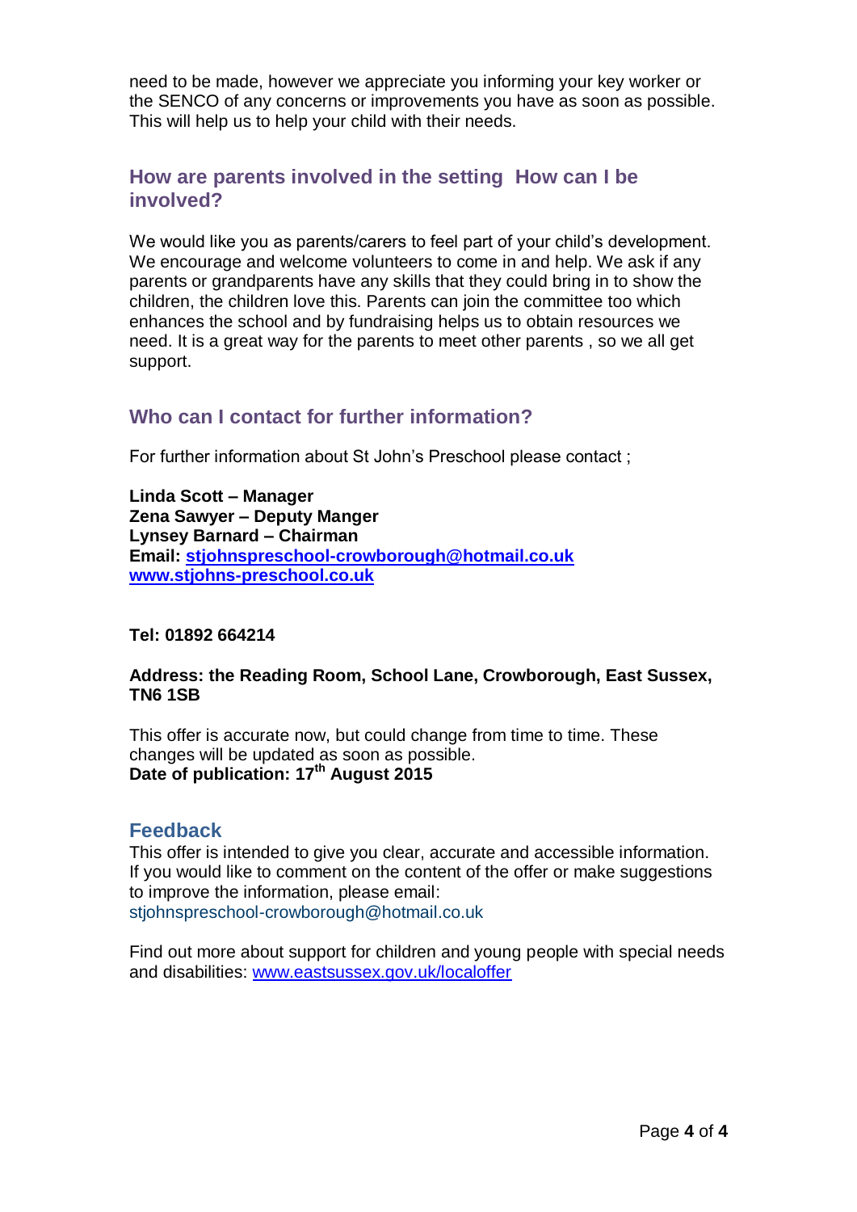need to be made, however we appreciate you informing your key worker or the SENCO of any concerns or improvements you have as soon as possible. This will help us to help your child with their needs.

## How are parents involved in the setting  How can I be involved?

We would like you as parents/carers to feel part of your child's development. We encourage and welcome volunteers to come in and help. We ask if any parents or grandparents have any skills that they could bring in to show the children, the children love this. Parents can join the committee too which enhances the school and by fundraising helps us to obtain resources we need. It is a great way for the parents to meet other parents , so we all get support.

## Who can I contact for further information?

For further information about St John's Preschool please contact ;

**Linda Scott – Manager**
**Zena Sawyer – Deputy Manger**
**Lynsey Barnard – Chairman**
**Email: stjohnspreschool-crowborough@hotmail.co.uk**
**www.stjohns-preschool.co.uk**

**Tel: 01892 664214**

**Address: the Reading Room, School Lane, Crowborough, East Sussex, TN6 1SB**

This offer is accurate now, but could change from time to time. These changes will be updated as soon as possible.
**Date of publication: 17th August 2015**

## Feedback

This offer is intended to give you clear, accurate and accessible information. If you would like to comment on the content of the offer or make suggestions to improve the information, please email:
stjohnspreschool-crowborough@hotmail.co.uk

Find out more about support for children and young people with special needs and disabilities: www.eastsussex.gov.uk/localoffer